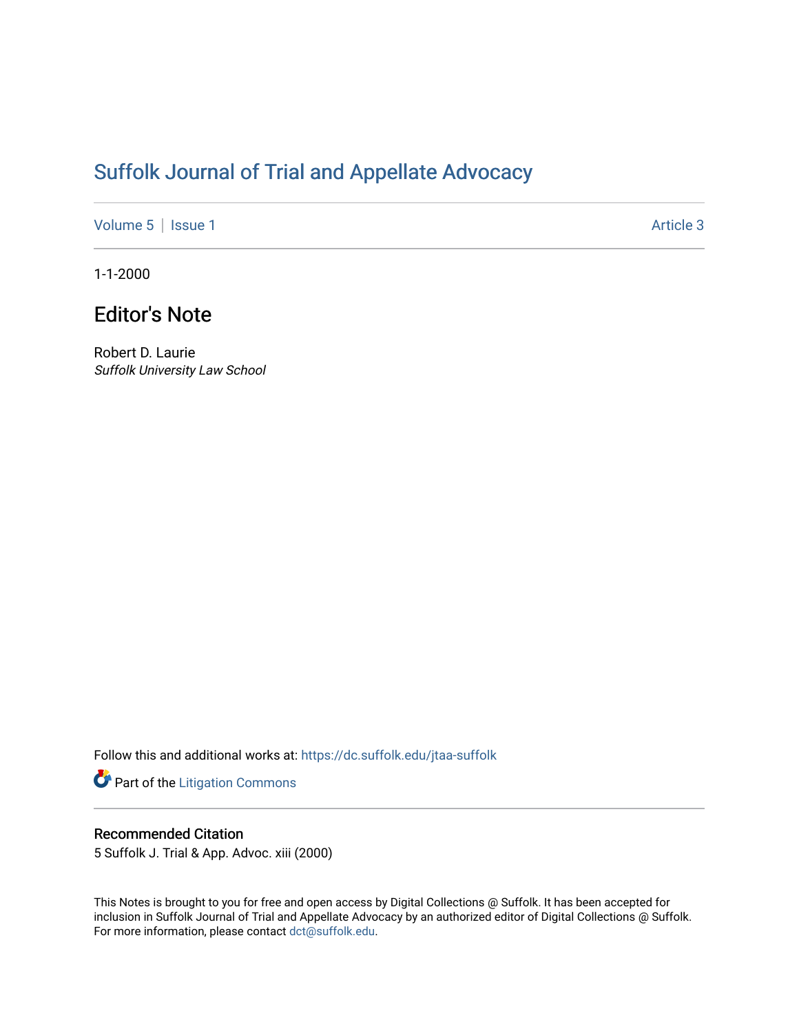# Suffolk Journal of Trial and Appellate Advocacy

Volume 5 | Issue 1 | Article 3

1-1-2000

## Editor's Note

Robert D. Laurie
*Suffolk University Law School*

Follow this and additional works at: https://dc.suffolk.edu/jtaa-suffolk

Part of the Litigation Commons

### Recommended Citation

5 Suffolk J. Trial & App. Advoc. xiii (2000)

This Notes is brought to you for free and open access by Digital Collections @ Suffolk. It has been accepted for inclusion in Suffolk Journal of Trial and Appellate Advocacy by an authorized editor of Digital Collections @ Suffolk. For more information, please contact dct@suffolk.edu.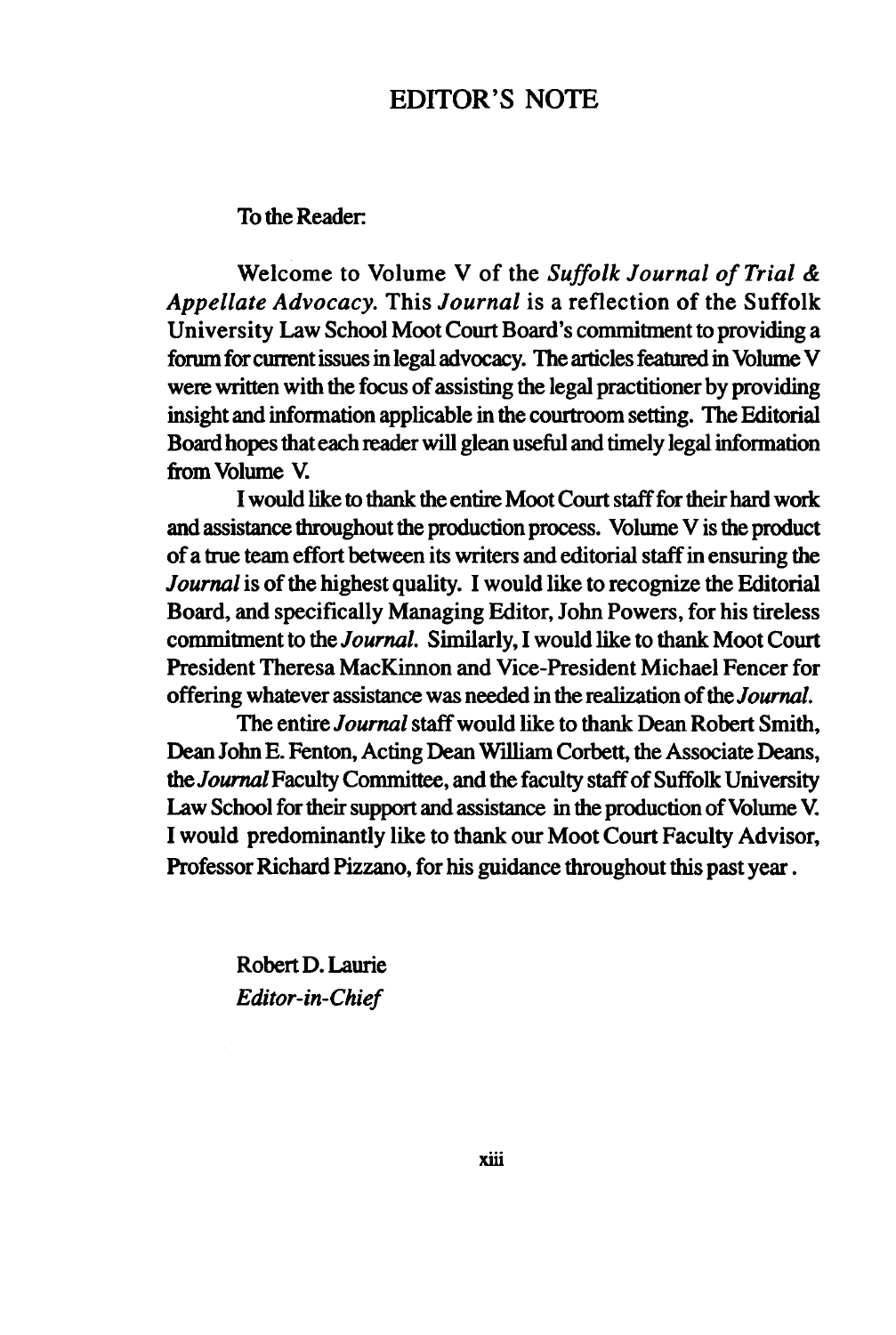# EDITOR'S NOTE

To the Reader:

Welcome to Volume V of the *Suffolk Journal of Trial & Appellate Advocacy*. This *Journal* is a reflection of the Suffolk University Law School Moot Court Board's commitment to providing a forum for current issues in legal advocacy. The articles featured in Volume V were written with the focus of assisting the legal practitioner by providing insight and information applicable in the courtroom setting. The Editorial Board hopes that each reader will glean useful and timely legal information from Volume V.

I would like to thank the entire Moot Court staff for their hard work and assistance throughout the production process. Volume V is the product of a true team effort between its writers and editorial staff in ensuring the *Journal* is of the highest quality. I would like to recognize the Editorial Board, and specifically Managing Editor, John Powers, for his tireless commitment to the *Journal*. Similarly, I would like to thank Moot Court President Theresa MacKinnon and Vice-President Michael Fencer for offering whatever assistance was needed in the realization of the *Journal*.

The entire *Journal* staff would like to thank Dean Robert Smith, Dean John E. Fenton, Acting Dean William Corbett, the Associate Deans, the *Journal* Faculty Committee, and the faculty staff of Suffolk University Law School for their support and assistance in the production of Volume V. I would predominantly like to thank our Moot Court Faculty Advisor, Professor Richard Pizzano, for his guidance throughout this past year.

Robert D. Laurie
*Editor-in-Chief*